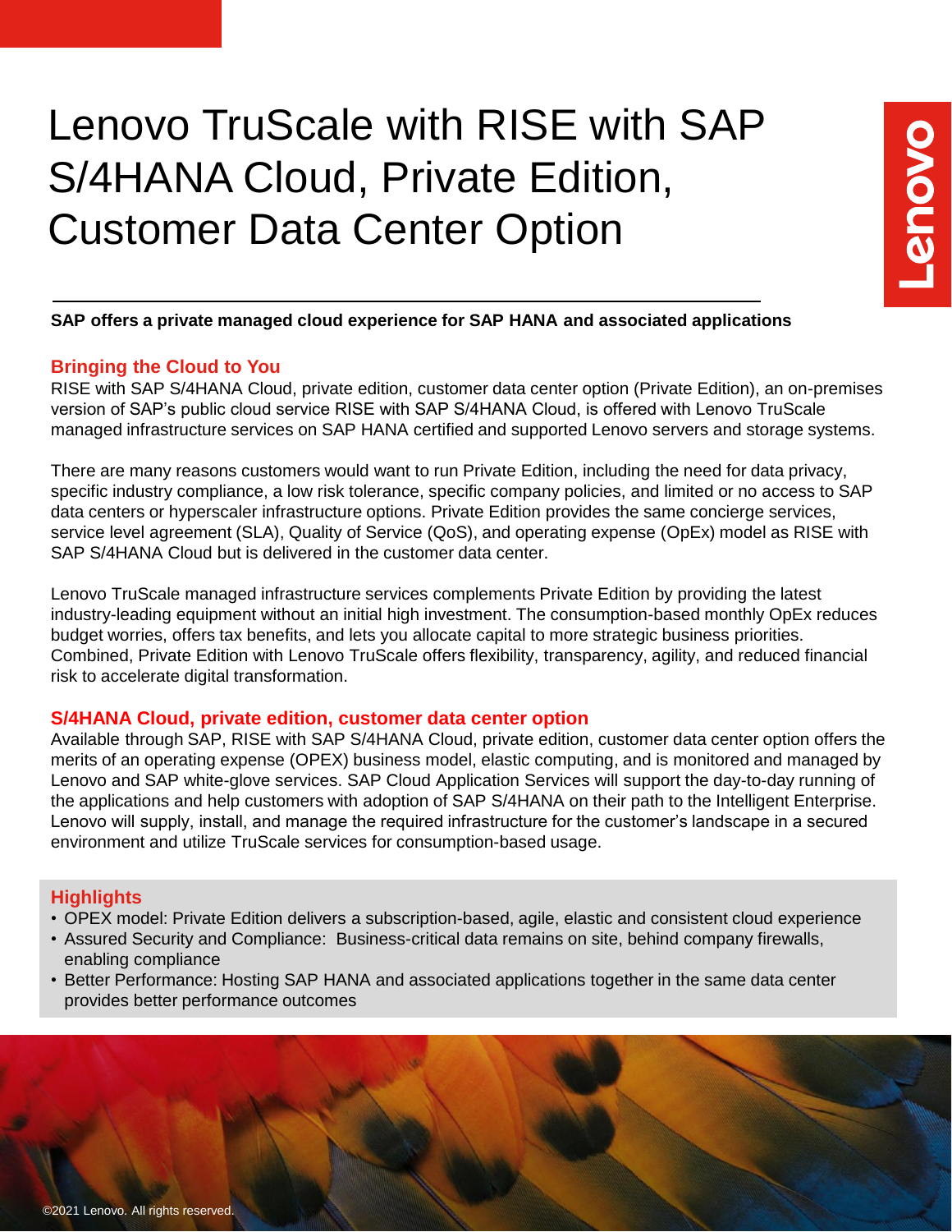# Lenovo TruScale with RISE with SAP S/4HANA Cloud, Private Edition, Customer Data Center Option

**SAP offers a private managed cloud experience for SAP HANA and associated applications**

## Bringing the Cloud to You

RISE with SAP S/4HANA Cloud, private edition, customer data center option (Private Edition), an on-premises version of SAP's public cloud service RISE with SAP S/4HANA Cloud, is offered with Lenovo TruScale managed infrastructure services on SAP HANA certified and supported Lenovo servers and storage systems.

There are many reasons customers would want to run Private Edition, including the need for data privacy, specific industry compliance, a low risk tolerance, specific company policies, and limited or no access to SAP data centers or hyperscaler infrastructure options. Private Edition provides the same concierge services, service level agreement (SLA), Quality of Service (QoS), and operating expense (OpEx) model as RISE with SAP S/4HANA Cloud but is delivered in the customer data center.

Lenovo TruScale managed infrastructure services complements Private Edition by providing the latest industry-leading equipment without an initial high investment. The consumption-based monthly OpEx reduces budget worries, offers tax benefits, and lets you allocate capital to more strategic business priorities. Combined, Private Edition with Lenovo TruScale offers flexibility, transparency, agility, and reduced financial risk to accelerate digital transformation.

## S/4HANA Cloud, private edition, customer data center option

Available through SAP, RISE with SAP S/4HANA Cloud, private edition, customer data center option offers the merits of an operating expense (OPEX) business model, elastic computing, and is monitored and managed by Lenovo and SAP white-glove services. SAP Cloud Application Services will support the day-to-day running of the applications and help customers with adoption of SAP S/4HANA on their path to the Intelligent Enterprise. Lenovo will supply, install, and manage the required infrastructure for the customer's landscape in a secured environment and utilize TruScale services for consumption-based usage.

## Highlights

- OPEX model: Private Edition delivers a subscription-based, agile, elastic and consistent cloud experience
- Assured Security and Compliance: Business-critical data remains on site, behind company firewalls, enabling compliance
- Better Performance: Hosting SAP HANA and associated applications together in the same data center provides better performance outcomes

©2021 Lenovo. All rights reserved.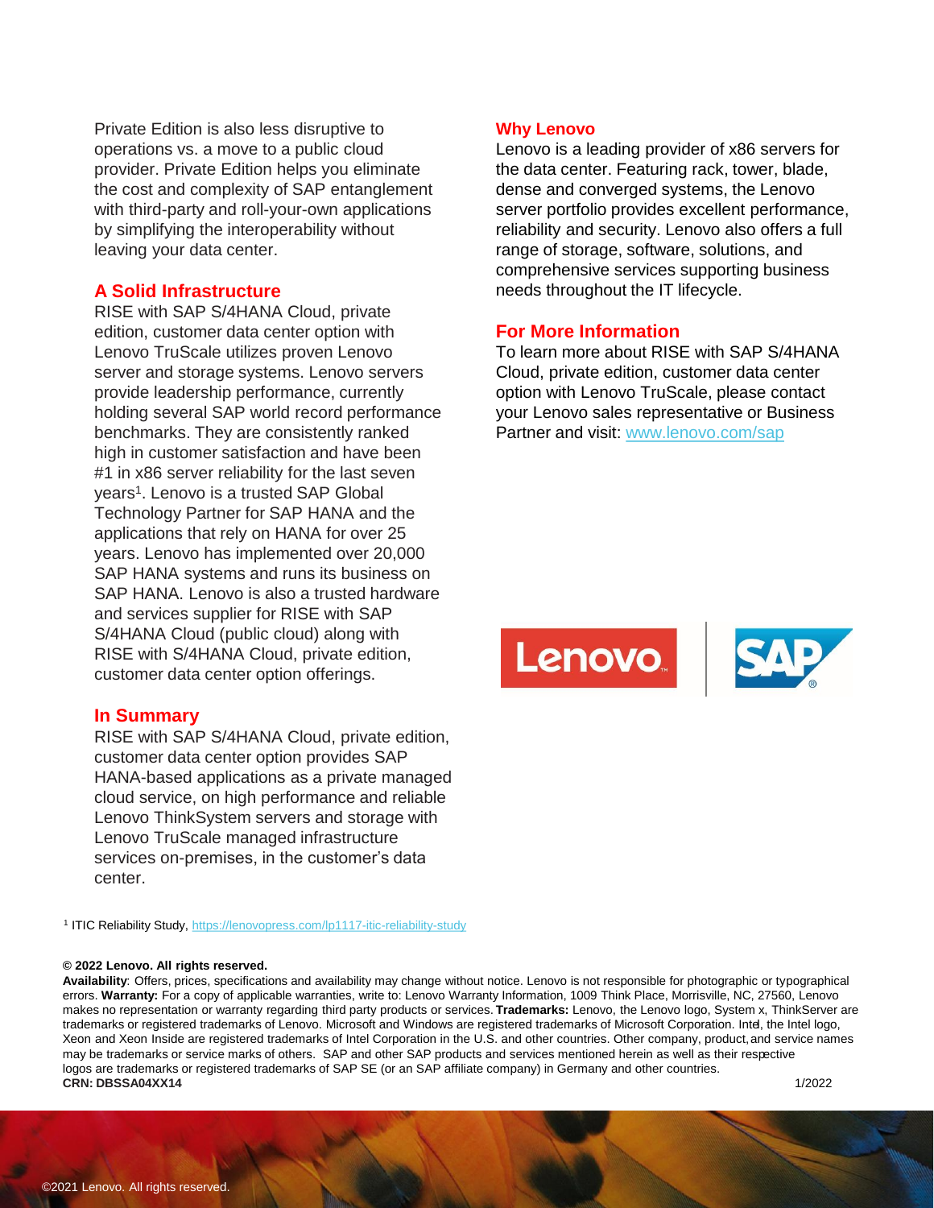Private Edition is also less disruptive to operations vs. a move to a public cloud provider. Private Edition helps you eliminate the cost and complexity of SAP entanglement with third-party and roll-your-own applications by simplifying the interoperability without leaving your data center.

## A Solid Infrastructure

RISE with SAP S/4HANA Cloud, private edition, customer data center option with Lenovo TruScale utilizes proven Lenovo server and storage systems. Lenovo servers provide leadership performance, currently holding several SAP world record performance benchmarks. They are consistently ranked high in customer satisfaction and have been #1 in x86 server reliability for the last seven years[1]. Lenovo is a trusted SAP Global Technology Partner for SAP HANA and the applications that rely on HANA for over 25 years. Lenovo has implemented over 20,000 SAP HANA systems and runs its business on SAP HANA. Lenovo is also a trusted hardware and services supplier for RISE with SAP S/4HANA Cloud (public cloud) along with RISE with S/4HANA Cloud, private edition, customer data center option offerings.

## In Summary

RISE with SAP S/4HANA Cloud, private edition, customer data center option provides SAP HANA-based applications as a private managed cloud service, on high performance and reliable Lenovo ThinkSystem servers and storage with Lenovo TruScale managed infrastructure services on-premises, in the customer's data center.

## Why Lenovo

Lenovo is a leading provider of x86 servers for the data center. Featuring rack, tower, blade, dense and converged systems, the Lenovo server portfolio provides excellent performance, reliability and security. Lenovo also offers a full range of storage, software, solutions, and comprehensive services supporting business needs throughout the IT lifecycle.

## For More Information

To learn more about RISE with SAP S/4HANA Cloud, private edition, customer data center option with Lenovo TruScale, please contact your Lenovo sales representative or Business Partner and visit: www.lenovo.com/sap

[1] ITIC Reliability Study, https://lenovopress.com/lp1117-itic-reliability-study

**© 2022 Lenovo. All rights reserved.**

**Availability**: Offers, prices, specifications and availability may change without notice. Lenovo is not responsible for photographic or typographical errors. **Warranty:** For a copy of applicable warranties, write to: Lenovo Warranty Information, 1009 Think Place, Morrisville, NC, 27560, Lenovo makes no representation or warranty regarding third party products or services. **Trademarks:** Lenovo, the Lenovo logo, System x, ThinkServer are trademarks or registered trademarks of Lenovo. Microsoft and Windows are registered trademarks of Microsoft Corporation. Intel, the Intel logo, Xeon and Xeon Inside are registered trademarks of Intel Corporation in the U.S. and other countries. Other company, product, and service names may be trademarks or service marks of others. SAP and other SAP products and services mentioned herein as well as their respective logos are trademarks or registered trademarks of SAP SE (or an SAP affiliate company) in Germany and other countries.
**CRN: DBSSA04XX14**

1/2022